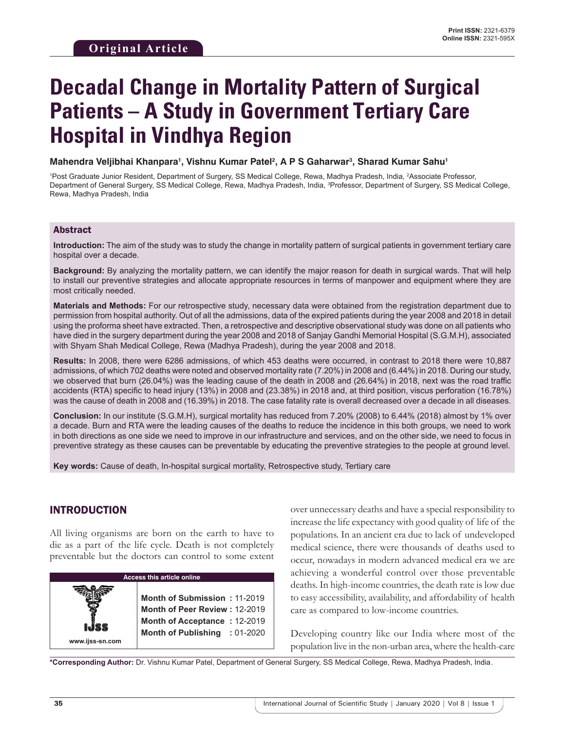Original Article

Print ISSN: 2321-6379
Online ISSN: 2321-595X

# Decadal Change in Mortality Pattern of Surgical Patients – A Study in Government Tertiary Care Hospital in Vindhya Region

**Mahendra Veljibhai Khanpara[1], Vishnu Kumar Patel[2], A P S Gaharwar[3], Sharad Kumar Sahu[1]**

[1]Post Graduate Junior Resident, Department of Surgery, SS Medical College, Rewa, Madhya Pradesh, India, [2]Associate Professor, Department of General Surgery, SS Medical College, Rewa, Madhya Pradesh, India, [3]Professor, Department of Surgery, SS Medical College, Rewa, Madhya Pradesh, India

## Abstract

**Introduction:** The aim of the study was to study the change in mortality pattern of surgical patients in government tertiary care hospital over a decade.

**Background:** By analyzing the mortality pattern, we can identify the major reason for death in surgical wards. That will help to install our preventive strategies and allocate appropriate resources in terms of manpower and equipment where they are most critically needed.

**Materials and Methods:** For our retrospective study, necessary data were obtained from the registration department due to permission from hospital authority. Out of all the admissions, data of the expired patients during the year 2008 and 2018 in detail using the proforma sheet have extracted. Then, a retrospective and descriptive observational study was done on all patients who have died in the surgery department during the year 2008 and 2018 of Sanjay Gandhi Memorial Hospital (S.G.M.H), associated with Shyam Shah Medical College, Rewa (Madhya Pradesh), during the year 2008 and 2018.

**Results:** In 2008, there were 6286 admissions, of which 453 deaths were occurred, in contrast to 2018 there were 10,887 admissions, of which 702 deaths were noted and observed mortality rate (7.20%) in 2008 and (6.44%) in 2018. During our study, we observed that burn (26.04%) was the leading cause of the death in 2008 and (26.64%) in 2018, next was the road traffic accidents (RTA) specific to head injury (13%) in 2008 and (23.38%) in 2018 and, at third position, viscus perforation (16.78%) was the cause of death in 2008 and (16.39%) in 2018. The case fatality rate is overall decreased over a decade in all diseases.

**Conclusion:** In our institute (S.G.M.H), surgical mortality has reduced from 7.20% (2008) to 6.44% (2018) almost by 1% over a decade. Burn and RTA were the leading causes of the deaths to reduce the incidence in this both groups, we need to work in both directions as one side we need to improve in our infrastructure and services, and on the other side, we need to focus in preventive strategy as these causes can be preventable by educating the preventive strategies to the people at ground level.

**Key words:** Cause of death, In-hospital surgical mortality, Retrospective study, Tertiary care

| Access this article online | |
|---|---|
| www.ijss-sn.com | **Month of Submission :** 11-2019<br>**Month of Peer Review :** 12-2019<br>**Month of Acceptance :** 12-2019<br>**Month of Publishing :** 01-2020 |

## INTRODUCTION

All living organisms are born on the earth to have to die as a part of the life cycle. Death is not completely preventable but the doctors can control to some extent over unnecessary deaths and have a special responsibility to increase the life expectancy with good quality of life of the populations. In an ancient era due to lack of undeveloped medical science, there were thousands of deaths used to occur, nowadays in modern advanced medical era we are achieving a wonderful control over those preventable deaths. In high-income countries, the death rate is low due to easy accessibility, availability, and affordability of health care as compared to low-income countries.

Developing country like our India where most of the population live in the non-urban area, where the health-care

**\*Corresponding Author:** Dr. Vishnu Kumar Patel, Department of General Surgery, SS Medical College, Rewa, Madhya Pradesh, India.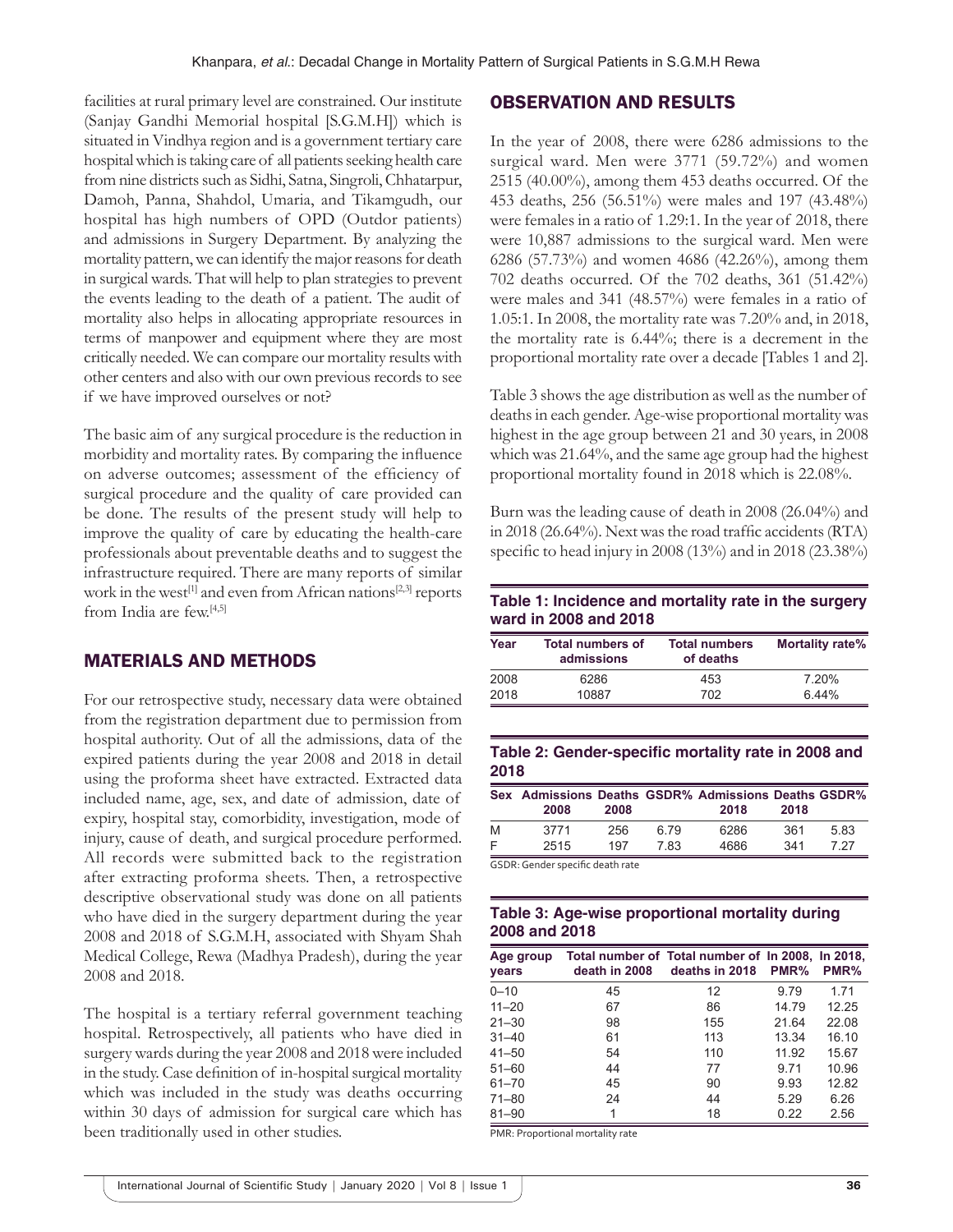facilities at rural primary level are constrained. Our institute (Sanjay Gandhi Memorial hospital [S.G.M.H]) which is situated in Vindhya region and is a government tertiary care hospital which is taking care of all patients seeking health care from nine districts such as Sidhi, Satna, Singroli, Chhatarpur, Damoh, Panna, Shahdol, Umaria, and Tikamgudh, our hospital has high numbers of OPD (Outdor patients) and admissions in Surgery Department. By analyzing the mortality pattern, we can identify the major reasons for death in surgical wards. That will help to plan strategies to prevent the events leading to the death of a patient. The audit of mortality also helps in allocating appropriate resources in terms of manpower and equipment where they are most critically needed. We can compare our mortality results with other centers and also with our own previous records to see if we have improved ourselves or not?

The basic aim of any surgical procedure is the reduction in morbidity and mortality rates. By comparing the influence on adverse outcomes; assessment of the efficiency of surgical procedure and the quality of care provided can be done. The results of the present study will help to improve the quality of care by educating the health-care professionals about preventable deaths and to suggest the infrastructure required. There are many reports of similar work in the west[1] and even from African nations[2,3] reports from India are few.[4,5]

## MATERIALS AND METHODS

For our retrospective study, necessary data were obtained from the registration department due to permission from hospital authority. Out of all the admissions, data of the expired patients during the year 2008 and 2018 in detail using the proforma sheet have extracted. Extracted data included name, age, sex, and date of admission, date of expiry, hospital stay, comorbidity, investigation, mode of injury, cause of death, and surgical procedure performed. All records were submitted back to the registration after extracting proforma sheets. Then, a retrospective descriptive observational study was done on all patients who have died in the surgery department during the year 2008 and 2018 of S.G.M.H, associated with Shyam Shah Medical College, Rewa (Madhya Pradesh), during the year 2008 and 2018.

The hospital is a tertiary referral government teaching hospital. Retrospectively, all patients who have died in surgery wards during the year 2008 and 2018 were included in the study. Case definition of in-hospital surgical mortality which was included in the study was deaths occurring within 30 days of admission for surgical care which has been traditionally used in other studies.

## OBSERVATION AND RESULTS

In the year of 2008, there were 6286 admissions to the surgical ward. Men were 3771 (59.72%) and women 2515 (40.00%), among them 453 deaths occurred. Of the 453 deaths, 256 (56.51%) were males and 197 (43.48%) were females in a ratio of 1.29:1. In the year of 2018, there were 10,887 admissions to the surgical ward. Men were 6286 (57.73%) and women 4686 (42.26%), among them 702 deaths occurred. Of the 702 deaths, 361 (51.42%) were males and 341 (48.57%) were females in a ratio of 1.05:1. In 2008, the mortality rate was 7.20% and, in 2018, the mortality rate is 6.44%; there is a decrement in the proportional mortality rate over a decade [Tables 1 and 2].

Table 3 shows the age distribution as well as the number of deaths in each gender. Age-wise proportional mortality was highest in the age group between 21 and 30 years, in 2008 which was 21.64%, and the same age group had the highest proportional mortality found in 2018 which is 22.08%.

Burn was the leading cause of death in 2008 (26.04%) and in 2018 (26.64%). Next was the road traffic accidents (RTA) specific to head injury in 2008 (13%) and in 2018 (23.38%)

**Table 1: Incidence and mortality rate in the surgery ward in 2008 and 2018**

| Year | Total numbers of admissions | Total numbers of deaths | Mortality rate% |
|---|---|---|---|
| 2008 | 6286 | 453 | 7.20% |
| 2018 | 10887 | 702 | 6.44% |

**Table 2: Gender-specific mortality rate in 2008 and 2018**

| Sex | Admissions 2008 | Deaths 2008 | GSDR% | Admissions 2018 | Deaths 2018 | GSDR% |
|---|---|---|---|---|---|---|
| M | 3771 | 256 | 6.79 | 6286 | 361 | 5.83 |
| F | 2515 | 197 | 7.83 | 4686 | 341 | 7.27 |

GSDR: Gender specific death rate

**Table 3: Age-wise proportional mortality during 2008 and 2018**

| Age group years | Total number of death in 2008 | Total number of deaths in 2018 | In 2008, PMR% | In 2018, PMR% |
|---|---|---|---|---|
| 0–10 | 45 | 12 | 9.79 | 1.71 |
| 11–20 | 67 | 86 | 14.79 | 12.25 |
| 21–30 | 98 | 155 | 21.64 | 22.08 |
| 31–40 | 61 | 113 | 13.34 | 16.10 |
| 41–50 | 54 | 110 | 11.92 | 15.67 |
| 51–60 | 44 | 77 | 9.71 | 10.96 |
| 61–70 | 45 | 90 | 9.93 | 12.82 |
| 71–80 | 24 | 44 | 5.29 | 6.26 |
| 81–90 | 1 | 18 | 0.22 | 2.56 |

PMR: Proportional mortality rate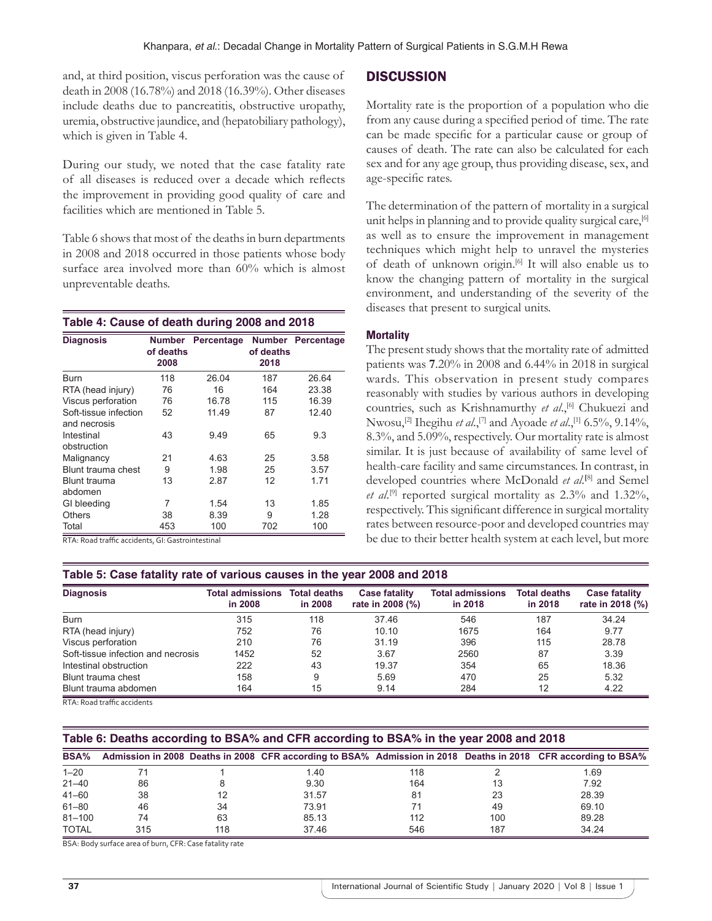and, at third position, viscus perforation was the cause of death in 2008 (16.78%) and 2018 (16.39%). Other diseases include deaths due to pancreatitis, obstructive uropathy, uremia, obstructive jaundice, and (hepatobiliary pathology), which is given in Table 4.

During our study, we noted that the case fatality rate of all diseases is reduced over a decade which reflects the improvement in providing good quality of care and facilities which are mentioned in Table 5.

Table 6 shows that most of the deaths in burn departments in 2008 and 2018 occurred in those patients whose body surface area involved more than 60% which is almost unpreventable deaths.

**Table 4: Cause of death during 2008 and 2018**

| Diagnosis | Number of deaths 2008 | Percentage | Number of deaths 2018 | Percentage |
|---|---|---|---|---|
| Burn | 118 | 26.04 | 187 | 26.64 |
| RTA (head injury) | 76 | 16 | 164 | 23.38 |
| Viscus perforation | 76 | 16.78 | 115 | 16.39 |
| Soft-tissue infection and necrosis | 52 | 11.49 | 87 | 12.40 |
| Intestinal obstruction | 43 | 9.49 | 65 | 9.3 |
| Malignancy | 21 | 4.63 | 25 | 3.58 |
| Blunt trauma chest | 9 | 1.98 | 25 | 3.57 |
| Blunt trauma abdomen | 13 | 2.87 | 12 | 1.71 |
| GI bleeding | 7 | 1.54 | 13 | 1.85 |
| Others | 38 | 8.39 | 9 | 1.28 |
| Total | 453 | 100 | 702 | 100 |

RTA: Road traffic accidents, GI: Gastrointestinal

## DISCUSSION

Mortality rate is the proportion of a population who die from any cause during a specified period of time. The rate can be made specific for a particular cause or group of causes of death. The rate can also be calculated for each sex and for any age group, thus providing disease, sex, and age-specific rates.

The determination of the pattern of mortality in a surgical unit helps in planning and to provide quality surgical care,[6] as well as to ensure the improvement in management techniques which might help to unravel the mysteries of death of unknown origin.[6] It will also enable us to know the changing pattern of mortality in the surgical environment, and understanding of the severity of the diseases that present to surgical units.

### Mortality

The present study shows that the mortality rate of admitted patients was **7**.20% in 2008 and 6.44% in 2018 in surgical wards. This observation in present study compares reasonably with studies by various authors in developing countries, such as Krishnamurthy *et al*.,[6] Chukuezi and Nwosu,[2] Ihegihu *et al*.,[7] and Ayoade *et al*.,[1] 6.5%, 9.14%, 8.3%, and 5.09%, respectively. Our mortality rate is almost similar. It is just because of availability of same level of health-care facility and same circumstances. In contrast, in developed countries where McDonald *et al*.[8] and Semel *et al*.[9] reported surgical mortality as 2.3% and 1.32%, respectively. This significant difference in surgical mortality rates between resource-poor and developed countries may be due to their better health system at each level, but more

**Table 5: Case fatality rate of various causes in the year 2008 and 2018**

| Diagnosis | Total admissions in 2008 | Total deaths in 2008 | Case fatality rate in 2008 (%) | Total admissions in 2018 | Total deaths in 2018 | Case fatality rate in 2018 (%) |
|---|---|---|---|---|---|---|
| Burn | 315 | 118 | 37.46 | 546 | 187 | 34.24 |
| RTA (head injury) | 752 | 76 | 10.10 | 1675 | 164 | 9.77 |
| Viscus perforation | 210 | 76 | 31.19 | 396 | 115 | 28.78 |
| Soft-tissue infection and necrosis | 1452 | 52 | 3.67 | 2560 | 87 | 3.39 |
| Intestinal obstruction | 222 | 43 | 19.37 | 354 | 65 | 18.36 |
| Blunt trauma chest | 158 | 9 | 5.69 | 470 | 25 | 5.32 |
| Blunt trauma abdomen | 164 | 15 | 9.14 | 284 | 12 | 4.22 |

RTA: Road traffic accidents

**Table 6: Deaths according to BSA% and CFR according to BSA% in the year 2008 and 2018**

| BSA% | Admission in 2008 | Deaths in 2008 | CFR according to BSA% | Admission in 2018 | Deaths in 2018 | CFR according to BSA% |
|---|---|---|---|---|---|---|
| 1–20 | 71 | 1 | 1.40 | 118 | 2 | 1.69 |
| 21–40 | 86 | 8 | 9.30 | 164 | 13 | 7.92 |
| 41–60 | 38 | 12 | 31.57 | 81 | 23 | 28.39 |
| 61–80 | 46 | 34 | 73.91 | 71 | 49 | 69.10 |
| 81–100 | 74 | 63 | 85.13 | 112 | 100 | 89.28 |
| TOTAL | 315 | 118 | 37.46 | 546 | 187 | 34.24 |

BSA: Body surface area of burn, CFR: Case fatality rate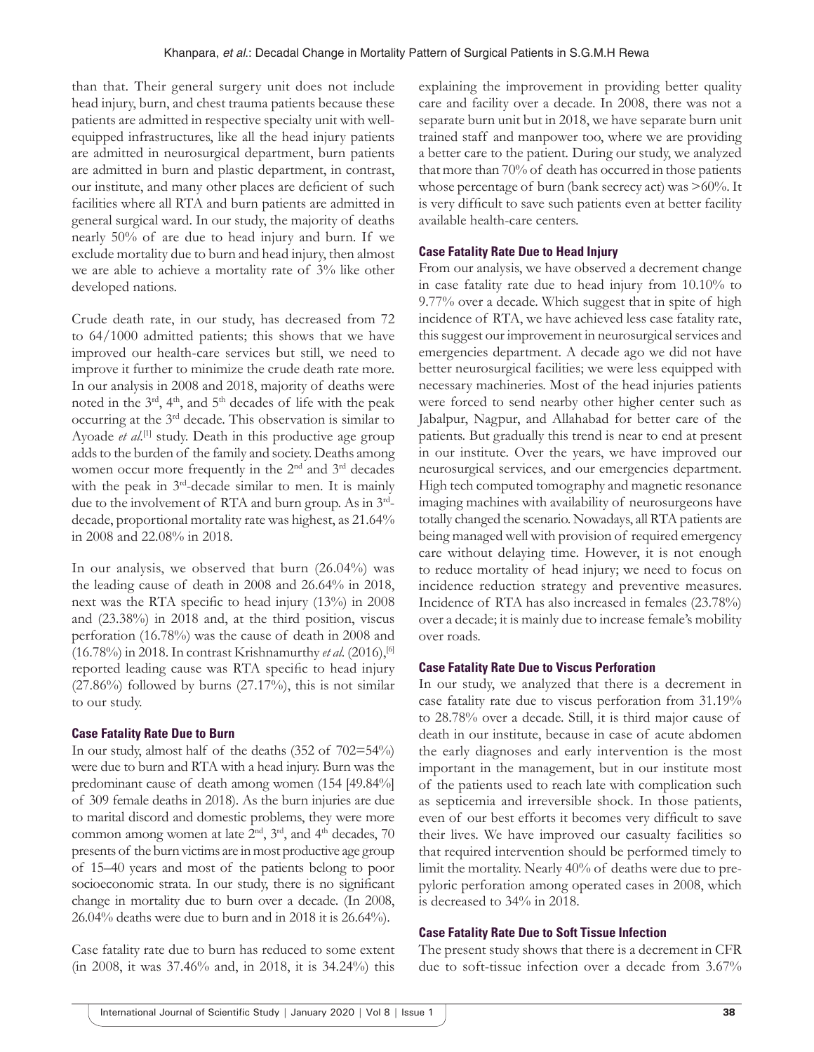than that. Their general surgery unit does not include head injury, burn, and chest trauma patients because these patients are admitted in respective specialty unit with well-equipped infrastructures, like all the head injury patients are admitted in neurosurgical department, burn patients are admitted in burn and plastic department, in contrast, our institute, and many other places are deficient of such facilities where all RTA and burn patients are admitted in general surgical ward. In our study, the majority of deaths nearly 50% of are due to head injury and burn. If we exclude mortality due to burn and head injury, then almost we are able to achieve a mortality rate of 3% like other developed nations.

Crude death rate, in our study, has decreased from 72 to 64/1000 admitted patients; this shows that we have improved our health-care services but still, we need to improve it further to minimize the crude death rate more. In our analysis in 2008 and 2018, majority of deaths were noted in the 3rd, 4th, and 5th decades of life with the peak occurring at the 3rd decade. This observation is similar to Ayoade *et al*.[1] study. Death in this productive age group adds to the burden of the family and society. Deaths among women occur more frequently in the 2nd and 3rd decades with the peak in 3rd-decade similar to men. It is mainly due to the involvement of RTA and burn group. As in 3rd-decade, proportional mortality rate was highest, as 21.64% in 2008 and 22.08% in 2018.

In our analysis, we observed that burn (26.04%) was the leading cause of death in 2008 and 26.64% in 2018, next was the RTA specific to head injury (13%) in 2008 and (23.38%) in 2018 and, at the third position, viscus perforation (16.78%) was the cause of death in 2008 and (16.78%) in 2018. In contrast Krishnamurthy *et al*. (2016),[6] reported leading cause was RTA specific to head injury (27.86%) followed by burns (27.17%), this is not similar to our study.

### Case Fatality Rate Due to Burn

In our study, almost half of the deaths (352 of 702=54%) were due to burn and RTA with a head injury. Burn was the predominant cause of death among women (154 [49.84%] of 309 female deaths in 2018). As the burn injuries are due to marital discord and domestic problems, they were more common among women at late 2nd, 3rd, and 4th decades, 70 presents of the burn victims are in most productive age group of 15–40 years and most of the patients belong to poor socioeconomic strata. In our study, there is no significant change in mortality due to burn over a decade. (In 2008, 26.04% deaths were due to burn and in 2018 it is 26.64%).

Case fatality rate due to burn has reduced to some extent (in 2008, it was 37.46% and, in 2018, it is 34.24%) this explaining the improvement in providing better quality care and facility over a decade. In 2008, there was not a separate burn unit but in 2018, we have separate burn unit trained staff and manpower too, where we are providing a better care to the patient. During our study, we analyzed that more than 70% of death has occurred in those patients whose percentage of burn (bank secrecy act) was >60%. It is very difficult to save such patients even at better facility available health-care centers.

### Case Fatality Rate Due to Head Injury

From our analysis, we have observed a decrement change in case fatality rate due to head injury from 10.10% to 9.77% over a decade. Which suggest that in spite of high incidence of RTA, we have achieved less case fatality rate, this suggest our improvement in neurosurgical services and emergencies department. A decade ago we did not have better neurosurgical facilities; we were less equipped with necessary machineries. Most of the head injuries patients were forced to send nearby other higher center such as Jabalpur, Nagpur, and Allahabad for better care of the patients. But gradually this trend is near to end at present in our institute. Over the years, we have improved our neurosurgical services, and our emergencies department. High tech computed tomography and magnetic resonance imaging machines with availability of neurosurgeons have totally changed the scenario. Nowadays, all RTA patients are being managed well with provision of required emergency care without delaying time. However, it is not enough to reduce mortality of head injury; we need to focus on incidence reduction strategy and preventive measures. Incidence of RTA has also increased in females (23.78%) over a decade; it is mainly due to increase female's mobility over roads.

### Case Fatality Rate Due to Viscus Perforation

In our study, we analyzed that there is a decrement in case fatality rate due to viscus perforation from 31.19% to 28.78% over a decade. Still, it is third major cause of death in our institute, because in case of acute abdomen the early diagnoses and early intervention is the most important in the management, but in our institute most of the patients used to reach late with complication such as septicemia and irreversible shock. In those patients, even of our best efforts it becomes very difficult to save their lives. We have improved our casualty facilities so that required intervention should be performed timely to limit the mortality. Nearly 40% of deaths were due to pre-pyloric perforation among operated cases in 2008, which is decreased to 34% in 2018.

### Case Fatality Rate Due to Soft Tissue Infection

The present study shows that there is a decrement in CFR due to soft-tissue infection over a decade from 3.67%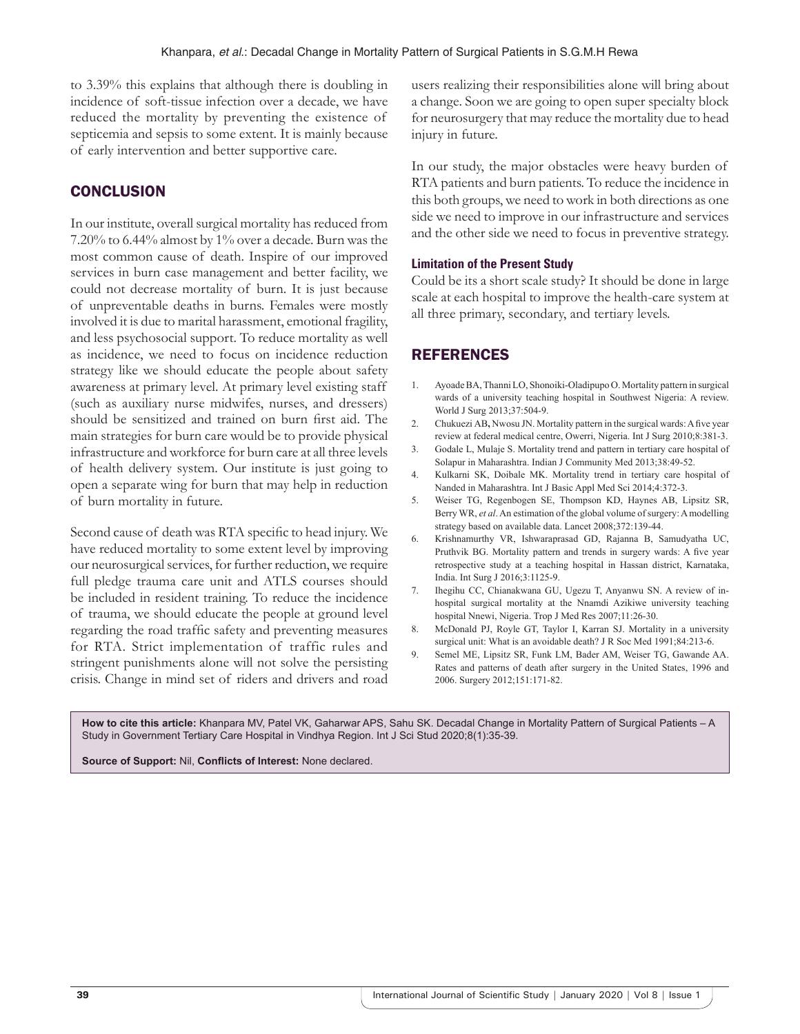to 3.39% this explains that although there is doubling in incidence of soft-tissue infection over a decade, we have reduced the mortality by preventing the existence of septicemia and sepsis to some extent. It is mainly because of early intervention and better supportive care.

## CONCLUSION

In our institute, overall surgical mortality has reduced from 7.20% to 6.44% almost by 1% over a decade. Burn was the most common cause of death. Inspire of our improved services in burn case management and better facility, we could not decrease mortality of burn. It is just because of unpreventable deaths in burns. Females were mostly involved it is due to marital harassment, emotional fragility, and less psychosocial support. To reduce mortality as well as incidence, we need to focus on incidence reduction strategy like we should educate the people about safety awareness at primary level. At primary level existing staff (such as auxiliary nurse midwifes, nurses, and dressers) should be sensitized and trained on burn first aid. The main strategies for burn care would be to provide physical infrastructure and workforce for burn care at all three levels of health delivery system. Our institute is just going to open a separate wing for burn that may help in reduction of burn mortality in future.

Second cause of death was RTA specific to head injury. We have reduced mortality to some extent level by improving our neurosurgical services, for further reduction, we require full pledge trauma care unit and ATLS courses should be included in resident training. To reduce the incidence of trauma, we should educate the people at ground level regarding the road traffic safety and preventing measures for RTA. Strict implementation of traffic rules and stringent punishments alone will not solve the persisting crisis. Change in mind set of riders and drivers and road users realizing their responsibilities alone will bring about a change. Soon we are going to open super specialty block for neurosurgery that may reduce the mortality due to head injury in future.

In our study, the major obstacles were heavy burden of RTA patients and burn patients. To reduce the incidence in this both groups, we need to work in both directions as one side we need to improve in our infrastructure and services and the other side we need to focus in preventive strategy.

### Limitation of the Present Study

Could be its a short scale study? It should be done in large scale at each hospital to improve the health-care system at all three primary, secondary, and tertiary levels.

## REFERENCES

1. Ayoade BA, Thanni LO, Shonoiki-Oladipupo O. Mortality pattern in surgical wards of a university teaching hospital in Southwest Nigeria: A review. World J Surg 2013;37:504-9.
2. Chukuezi AB, Nwosu JN. Mortality pattern in the surgical wards: A five year review at federal medical centre, Owerri, Nigeria. Int J Surg 2010;8:381-3.
3. Godale L, Mulaje S. Mortality trend and pattern in tertiary care hospital of Solapur in Maharashtra. Indian J Community Med 2013;38:49-52.
4. Kulkarni SK, Doibale MK. Mortality trend in tertiary care hospital of Nanded in Maharashtra. Int J Basic Appl Med Sci 2014;4:372-3.
5. Weiser TG, Regenbogen SE, Thompson KD, Haynes AB, Lipsitz SR, Berry WR, *et al*. An estimation of the global volume of surgery: A modelling strategy based on available data. Lancet 2008;372:139-44.
6. Krishnamurthy VR, Ishwaraprasad GD, Rajanna B, Samudyatha UC, Pruthvik BG. Mortality pattern and trends in surgery wards: A five year retrospective study at a teaching hospital in Hassan district, Karnataka, India. Int Surg J 2016;3:1125-9.
7. Ihegihu CC, Chianakwana GU, Ugezu T, Anyanwu SN. A review of in-hospital surgical mortality at the Nnamdi Azikiwe university teaching hospital Nnewi, Nigeria. Trop J Med Res 2007;11:26-30.
8. McDonald PJ, Royle GT, Taylor I, Karran SJ. Mortality in a university surgical unit: What is an avoidable death? J R Soc Med 1991;84:213-6.
9. Semel ME, Lipsitz SR, Funk LM, Bader AM, Weiser TG, Gawande AA. Rates and patterns of death after surgery in the United States, 1996 and 2006. Surgery 2012;151:171-82.

**How to cite this article:** Khanpara MV, Patel VK, Gaharwar APS, Sahu SK. Decadal Change in Mortality Pattern of Surgical Patients – A Study in Government Tertiary Care Hospital in Vindhya Region. Int J Sci Stud 2020;8(1):35-39.

**Source of Support:** Nil, **Conflicts of Interest:** None declared.